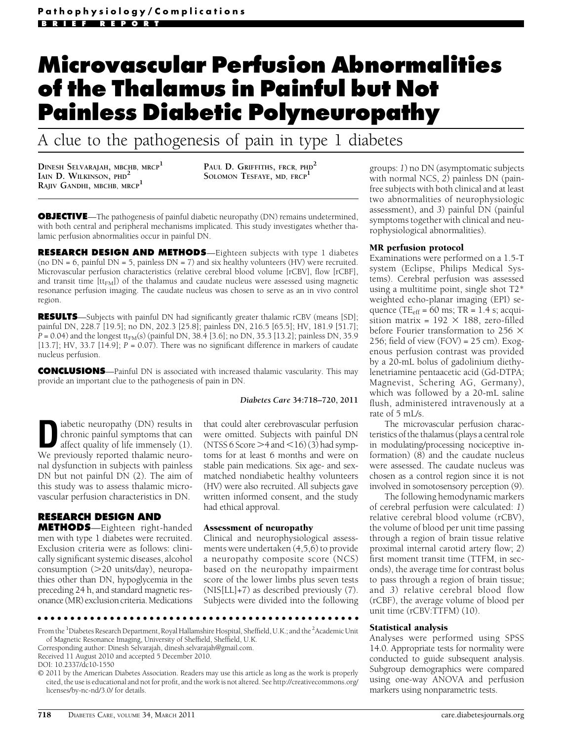Pathophysiology/Complications

BRIEF REPORT

# Microvascular Perfusion Abnormalities of the Thalamus in Painful but Not Painless Diabetic Polyneuropathy

## A clue to the pathogenesis of pain in type 1 diabetes

DINESH SELVARAJAH, MBCHB, MRCP[1]
IAIN D. WILKINSON, PHD[2]
RAJIV GANDHI, MBCHB, MRCP[1]
PAUL D. GRIFFITHS, FRCR, PHD[2]
SOLOMON TESFAYE, MD, FRCP[1]

**OBJECTIVE**—The pathogenesis of painful diabetic neuropathy (DN) remains undetermined, with both central and peripheral mechanisms implicated. This study investigates whether thalamic perfusion abnormalities occur in painful DN.

**RESEARCH DESIGN AND METHODS**—Eighteen subjects with type 1 diabetes (no DN = 6, painful DN = 5, painless DN = 7) and six healthy volunteers (HV) were recruited. Microvascular perfusion characteristics (relative cerebral blood volume [rCBV], flow [rCBF], and transit time [$tt_{FM}$]) of the thalamus and caudate nucleus were assessed using magnetic resonance perfusion imaging. The caudate nucleus was chosen to serve as an in vivo control region.

**RESULTS**—Subjects with painful DN had significantly greater thalamic rCBV (means [SD]; painful DN, 228.7 [19.5]; no DN, 202.3 [25.8]; painless DN, 216.5 [65.5]; HV, 181.9 [51.7]; $P = 0.04$) and the longest $tt_{FM}$(s) (painful DN, 38.4 [3.6]; no DN, 35.3 [13.2]; painless DN, 35.9 [13.7]; HV, 33.7 [14.9]; $P = 0.07$). There was no significant difference in markers of caudate nucleus perfusion.

**CONCLUSIONS**—Painful DN is associated with increased thalamic vascularity. This may provide an important clue to the pathogenesis of pain in DN.

*Diabetes Care* 34:718–720, 2011

Diabetic neuropathy (DN) results in chronic painful symptoms that can affect quality of life immensely (1). We previously reported thalamic neuronal dysfunction in subjects with painless DN but not painful DN (2). The aim of this study was to assess thalamic microvascular perfusion characteristics in DN.

## RESEARCH DESIGN AND METHODS

Eighteen right-handed men with type 1 diabetes were recruited. Exclusion criteria were as follows: clinically significant systemic diseases, alcohol consumption (>20 units/day), neuropathies other than DN, hypoglycemia in the preceding 24 h, and standard magnetic resonance (MR) exclusion criteria. Medications that could alter cerebrovascular perfusion were omitted. Subjects with painful DN (NTSS 6 Score >4 and <16) (3) had symptoms for at least 6 months and were on stable pain medications. Six age- and sex-matched nondiabetic healthy volunteers (HV) were also recruited. All subjects gave written informed consent, and the study had ethical approval.

### Assessment of neuropathy

Clinical and neurophysiological assessments were undertaken (4,5,6) to provide a neuropathy composite score (NCS) based on the neuropathy impairment score of the lower limbs plus seven tests (NIS[LL]+7) as described previously (7). Subjects were divided into the following groups: *1)* no DN (asymptomatic subjects with normal NCS, *2)* painless DN (pain-free subjects with both clinical and at least two abnormalities of neurophysiologic assessment), and *3)* painful DN (painful symptoms together with clinical and neurophysiological abnormalities).

### MR perfusion protocol

Examinations were performed on a 1.5-T system (Eclipse, Philips Medical Systems). Cerebral perfusion was assessed using a multitime point, single shot T2* weighted echo-planar imaging (EPI) sequence ($TE_{eff}$ = 60 ms; TR = 1.4 s; acquisition matrix = 192 × 188, zero-filled before Fourier transformation to 256 × 256; field of view (FOV) = 25 cm). Exogenous perfusion contrast was provided by a 20-mL bolus of gadolinium diethylenetriamine pentaacetic acid (Gd-DTPA; Magnevist, Schering AG, Germany), which was followed by a 20-mL saline flush, administered intravenously at a rate of 5 mL/s.

The microvascular perfusion characteristics of the thalamus (plays a central role in modulating/processing nociceptive information) (8) and the caudate nucleus were assessed. The caudate nucleus was chosen as a control region since it is not involved in somotosensory perception (9).

The following hemodynamic markers of cerebral perfusion were calculated: *1)* relative cerebral blood volume (rCBV), the volume of blood per unit time passing through a region of brain tissue relative proximal internal carotid artery flow; *2)* first moment transit time (TTFM, in seconds), the average time for contrast bolus to pass through a region of brain tissue; and *3)* relative cerebral blood flow (rCBF), the average volume of blood per unit time (rCBV:TTFM) (10).

### Statistical analysis

Analyses were performed using SPSS 14.0. Appropriate tests for normality were conducted to guide subsequent analysis. Subgroup demographics were compared using one-way ANOVA and perfusion markers using nonparametric tests.

From the [1]Diabetes Research Department, Royal Hallamshire Hospital, Sheffield, U.K.; and the [2]Academic Unit of Magnetic Resonance Imaging, University of Sheffield, Sheffield, U.K.
Corresponding author: Dinesh Selvarajah, dinesh.selvarajah@gmail.com.
Received 11 August 2010 and accepted 5 December 2010.
DOI: 10.2337/dc10-1550
© 2011 by the American Diabetes Association. Readers may use this article as long as the work is properly cited, the use is educational and not for profit, and the work is not altered. See http://creativecommons.org/licenses/by-nc-nd/3.0/ for details.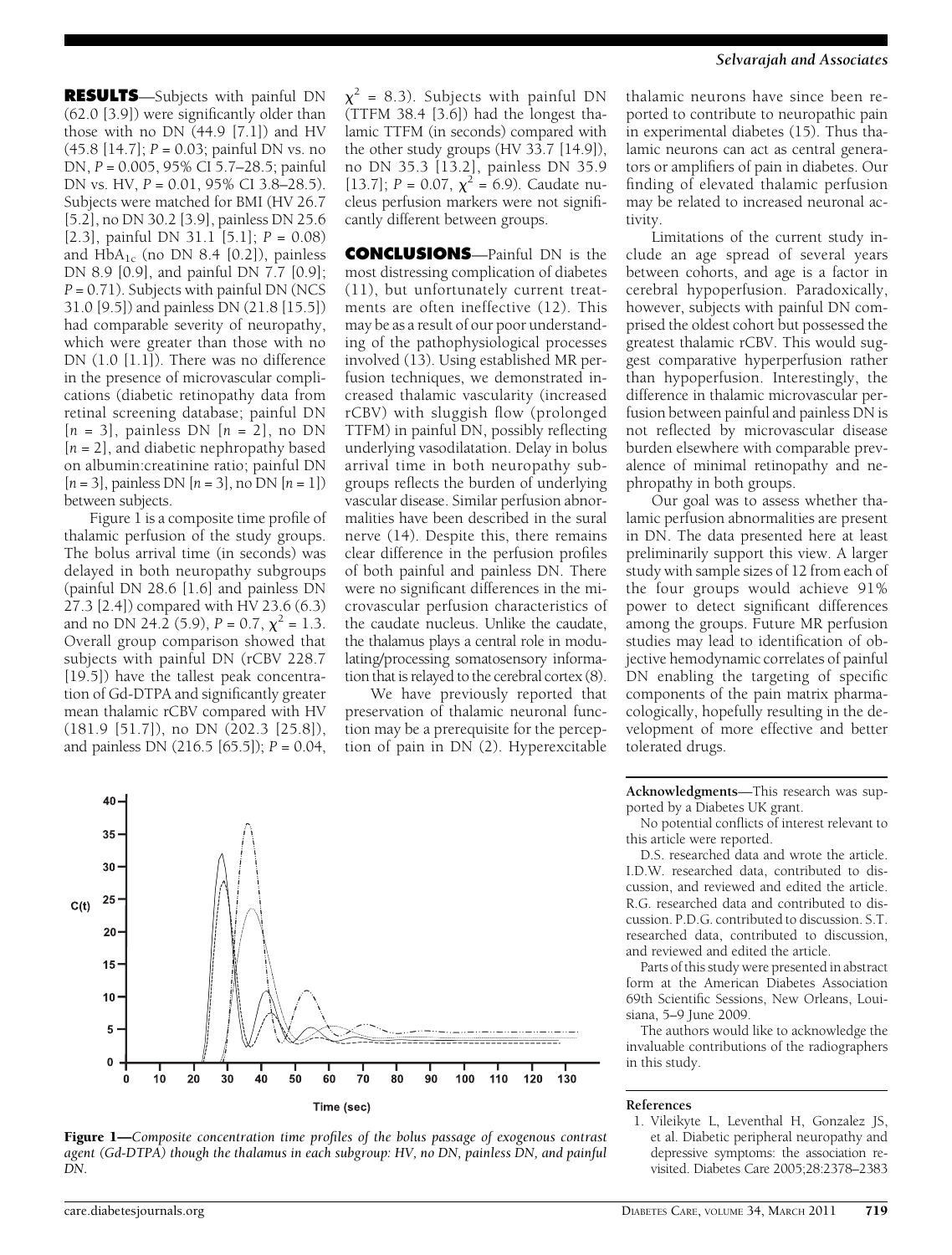**RESULTS**—Subjects with painful DN (62.0 [3.9]) were significantly older than those with no DN (44.9 [7.1]) and HV (45.8 [14.7]; $P = 0.03$; painful DN vs. no DN, $P = 0.005$, 95% CI 5.7–28.5; painful DN vs. HV, $P = 0.01$, 95% CI 3.8–28.5). Subjects were matched for BMI (HV 26.7 [5.2], no DN 30.2 [3.9], painless DN 25.6 [2.3], painful DN 31.1 [5.1]; $P = 0.08$) and $HbA_{1c}$ (no DN 8.4 [0.2]), painless DN 8.9 [0.9], and painful DN 7.7 [0.9]; $P = 0.71$). Subjects with painful DN (NCS 31.0 [9.5]) and painless DN (21.8 [15.5]) had comparable severity of neuropathy, which were greater than those with no DN (1.0 [1.1]). There was no difference in the presence of microvascular complications (diabetic retinopathy data from retinal screening database; painful DN [$n = 3$], painless DN [$n = 2$], no DN [$n = 2$], and diabetic nephropathy based on albumin:creatinine ratio; painful DN [$n = 3$], painless DN [$n = 3$], no DN [$n = 1$]) between subjects.

Figure 1 is a composite time profile of thalamic perfusion of the study groups. The bolus arrival time (in seconds) was delayed in both neuropathy subgroups (painful DN 28.6 [1.6] and painless DN 27.3 [2.4]) compared with HV 23.6 (6.3) and no DN 24.2 (5.9), $P = 0.7$, $\chi^2 = 1.3$. Overall group comparison showed that subjects with painful DN (rCBV 228.7 [19.5]) have the tallest peak concentration of Gd-DTPA and significantly greater mean thalamic rCBV compared with HV (181.9 [51.7]), no DN (202.3 [25.8]), and painless DN (216.5 [65.5]); $P = 0.04$, $\chi^2 = 8.3$). Subjects with painful DN (TTFM 38.4 [3.6]) had the longest thalamic TTFM (in seconds) compared with the other study groups (HV 33.7 [14.9]), no DN 35.3 [13.2], painless DN 35.9 [13.7]; $P = 0.07$, $\chi^2 = 6.9$). Caudate nucleus perfusion markers were not significantly different between groups.

**CONCLUSIONS**—Painful DN is the most distressing complication of diabetes (11), but unfortunately current treatments are often ineffective (12). This may be as a result of our poor understanding of the pathophysiological processes involved (13). Using established MR perfusion techniques, we demonstrated increased thalamic vascularity (increased rCBV) with sluggish flow (prolonged TTFM) in painful DN, possibly reflecting underlying vasodilatation. Delay in bolus arrival time in both neuropathy subgroups reflects the burden of underlying vascular disease. Similar perfusion abnormalities have been described in the sural nerve (14). Despite this, there remains clear difference in the perfusion profiles of both painful and painless DN. There were no significant differences in the microvascular perfusion characteristics of the caudate nucleus. Unlike the caudate, the thalamus plays a central role in modulating/processing somatosensory information that is relayed to the cerebral cortex (8).

We have previously reported that preservation of thalamic neuronal function may be a prerequisite for the perception of pain in DN (2). Hyperexcitable thalamic neurons have since been reported to contribute to neuropathic pain in experimental diabetes (15). Thus thalamic neurons can act as central generators or amplifiers of pain in diabetes. Our finding of elevated thalamic perfusion may be related to increased neuronal activity.

Limitations of the current study include an age spread of several years between cohorts, and age is a factor in cerebral hypoperfusion. Paradoxically, however, subjects with painful DN comprised the oldest cohort but possessed the greatest thalamic rCBV. This would suggest comparative hyperperfusion rather than hypoperfusion. Interestingly, the difference in thalamic microvascular perfusion between painful and painless DN is not reflected by microvascular disease burden elsewhere with comparable prevalence of minimal retinopathy and nephropathy in both groups.

Our goal was to assess whether thalamic perfusion abnormalities are present in DN. The data presented here at least preliminarily support this view. A larger study with sample sizes of 12 from each of the four groups would achieve 91% power to detect significant differences among the groups. Future MR perfusion studies may lead to identification of objective hemodynamic correlates of painful DN enabling the targeting of specific components of the pain matrix pharmacologically, hopefully resulting in the development of more effective and better tolerated drugs.

**Figure 1**—*Composite concentration time profiles of the bolus passage of exogenous contrast agent (Gd-DTPA) though the thalamus in each subgroup: HV, no DN, painless DN, and painful DN.*

**Acknowledgments**—This research was supported by a Diabetes UK grant.

No potential conflicts of interest relevant to this article were reported.

D.S. researched data and wrote the article. I.D.W. researched data, contributed to discussion, and reviewed and edited the article. R.G. researched data and contributed to discussion. P.D.G. contributed to discussion. S.T. researched data, contributed to discussion, and reviewed and edited the article.

Parts of this study were presented in abstract form at the American Diabetes Association 69th Scientific Sessions, New Orleans, Louisiana, 5–9 June 2009.

The authors would like to acknowledge the invaluable contributions of the radiographers in this study.

## References

1. Vileikyte L, Leventhal H, Gonzalez JS, et al. Diabetic peripheral neuropathy and depressive symptoms: the association revisited. Diabetes Care 2005;28:2378–2383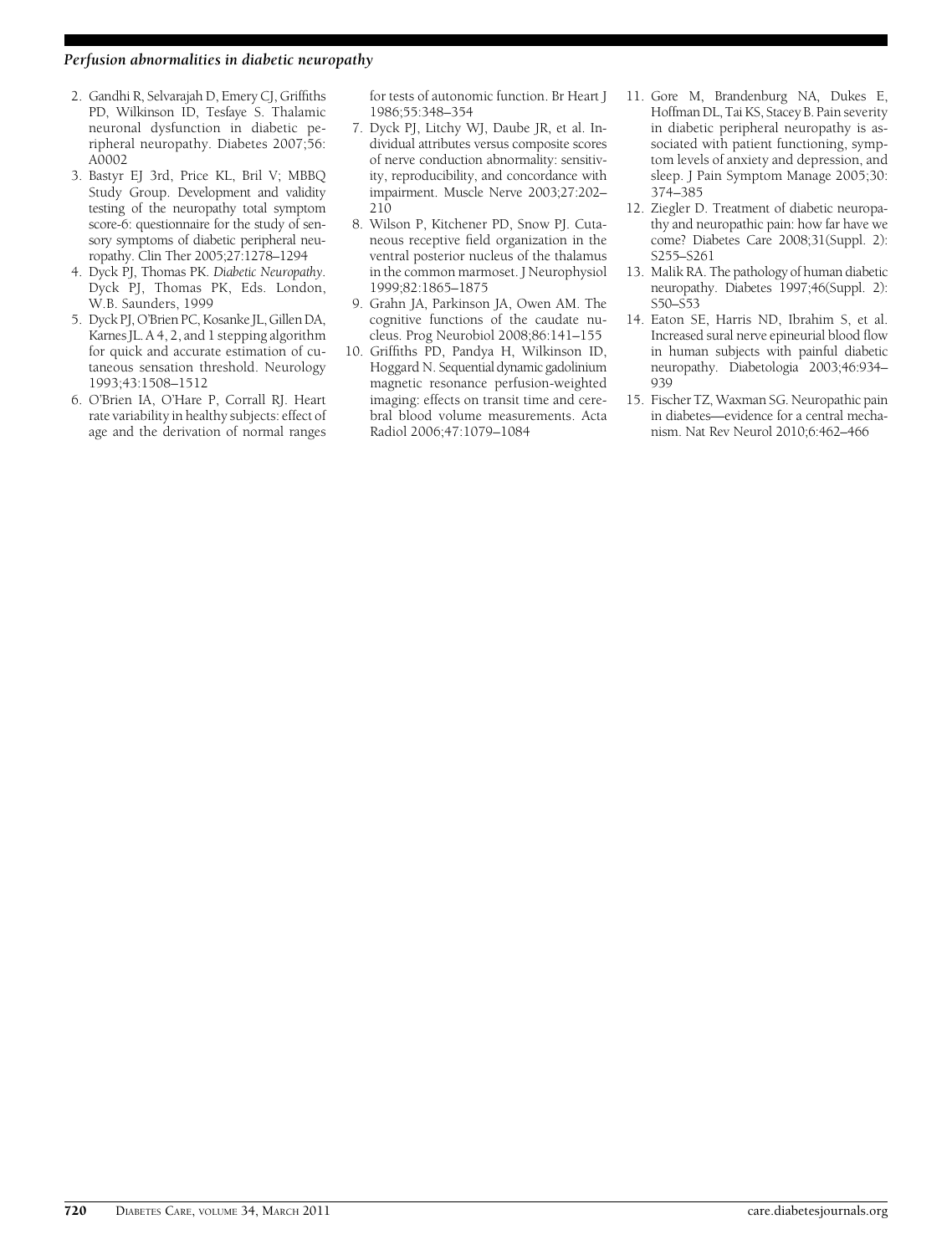2. Gandhi R, Selvarajah D, Emery CJ, Griffiths PD, Wilkinson ID, Tesfaye S. Thalamic neuronal dysfunction in diabetic peripheral neuropathy. Diabetes 2007;56: A0002
3. Bastyr EJ 3rd, Price KL, Bril V; MBBQ Study Group. Development and validity testing of the neuropathy total symptom score-6: questionnaire for the study of sensory symptoms of diabetic peripheral neuropathy. Clin Ther 2005;27:1278–1294
4. Dyck PJ, Thomas PK. *Diabetic Neuropathy*. Dyck PJ, Thomas PK, Eds. London, W.B. Saunders, 1999
5. Dyck PJ, O'Brien PC, Kosanke JL, Gillen DA, Karnes JL. A 4, 2, and 1 stepping algorithm for quick and accurate estimation of cutaneous sensation threshold. Neurology 1993;43:1508–1512
6. O'Brien IA, O'Hare P, Corrall RJ. Heart rate variability in healthy subjects: effect of age and the derivation of normal ranges for tests of autonomic function. Br Heart J 1986;55:348–354
7. Dyck PJ, Litchy WJ, Daube JR, et al. Individual attributes versus composite scores of nerve conduction abnormality: sensitivity, reproducibility, and concordance with impairment. Muscle Nerve 2003;27:202–210
8. Wilson P, Kitchener PD, Snow PJ. Cutaneous receptive field organization in the ventral posterior nucleus of the thalamus in the common marmoset. J Neurophysiol 1999;82:1865–1875
9. Grahn JA, Parkinson JA, Owen AM. The cognitive functions of the caudate nucleus. Prog Neurobiol 2008;86:141–155
10. Griffiths PD, Pandya H, Wilkinson ID, Hoggard N. Sequential dynamic gadolinium magnetic resonance perfusion-weighted imaging: effects on transit time and cerebral blood volume measurements. Acta Radiol 2006;47:1079–1084
11. Gore M, Brandenburg NA, Dukes E, Hoffman DL, Tai KS, Stacey B. Pain severity in diabetic peripheral neuropathy is associated with patient functioning, symptom levels of anxiety and depression, and sleep. J Pain Symptom Manage 2005;30: 374–385
12. Ziegler D. Treatment of diabetic neuropathy and neuropathic pain: how far have we come? Diabetes Care 2008;31(Suppl. 2): S255–S261
13. Malik RA. The pathology of human diabetic neuropathy. Diabetes 1997;46(Suppl. 2): S50–S53
14. Eaton SE, Harris ND, Ibrahim S, et al. Increased sural nerve epineurial blood flow in human subjects with painful diabetic neuropathy. Diabetologia 2003;46:934–939
15. Fischer TZ, Waxman SG. Neuropathic pain in diabetes—evidence for a central mechanism. Nat Rev Neurol 2010;6:462–466